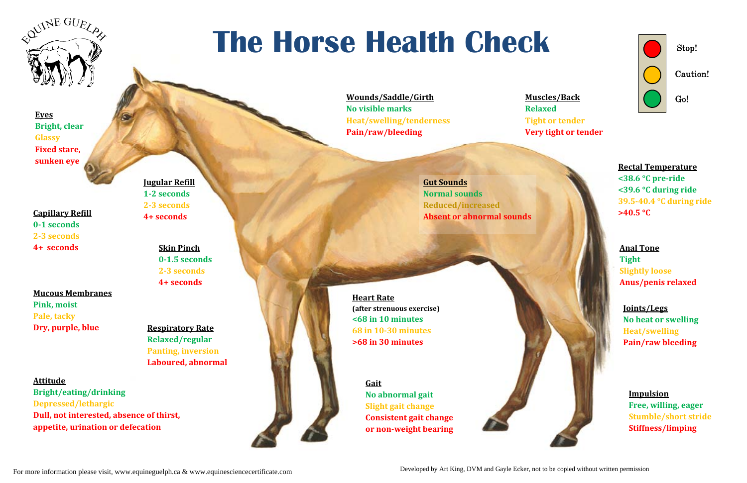# The Horse Health Check

EQUINE GUELPH

- Stop! (Red)
- Caution! (Yellow)
- Go! (Green)

**Eyes**
- Bright, clear
- Glassy
- Fixed stare, sunken eye

**Capillary Refill**
- 0-1 seconds
- 2-3 seconds
- 4+ seconds

**Mucous Membranes**
- Pink, moist
- Pale, tacky
- Dry, purple, blue

**Attitude**
- Bright/eating/drinking
- Depressed/lethargic
- Dull, not interested, absence of thirst, appetite, urination or defecation

**Jugular Refill**
- 1-2 seconds
- 2-3 seconds
- 4+ seconds

**Skin Pinch**
- 0-1.5 seconds
- 2-3 seconds
- 4+ seconds

**Respiratory Rate**
- Relaxed/regular
- Panting, inversion
- Laboured, abnormal

**Wounds/Saddle/Girth**
- No visible marks
- Heat/swelling/tenderness
- Pain/raw/bleeding

**Muscles/Back**
- Relaxed
- Tight or tender
- Very tight or tender

**Gut Sounds**
- Normal sounds
- Reduced/increased
- Absent or abnormal sounds

**Heart Rate** (after strenuous exercise)
- <68 in 10 minutes
- 68 in 10-30 minutes
- >68 in 30 minutes

**Gait**
- No abnormal gait
- Slight gait change
- Consistent gait change or non-weight bearing

**Rectal Temperature**
- <38.6 °C pre-ride
- <39.6 °C during ride
- 39.5-40.4 °C during ride
- >40.5 °C

**Anal Tone**
- Tight
- Slightly loose
- Anus/penis relaxed

**Joints/Legs**
- No heat or swelling
- Heat/swelling
- Pain/raw bleeding

**Impulsion**
- Free, willing, eager
- Stumble/short stride
- Stiffness/limping

For more information please visit, www.equineguelph.ca & www.equinesciencecertificate.com

Developed by Art King, DVM and Gayle Ecker, not to be copied without written permission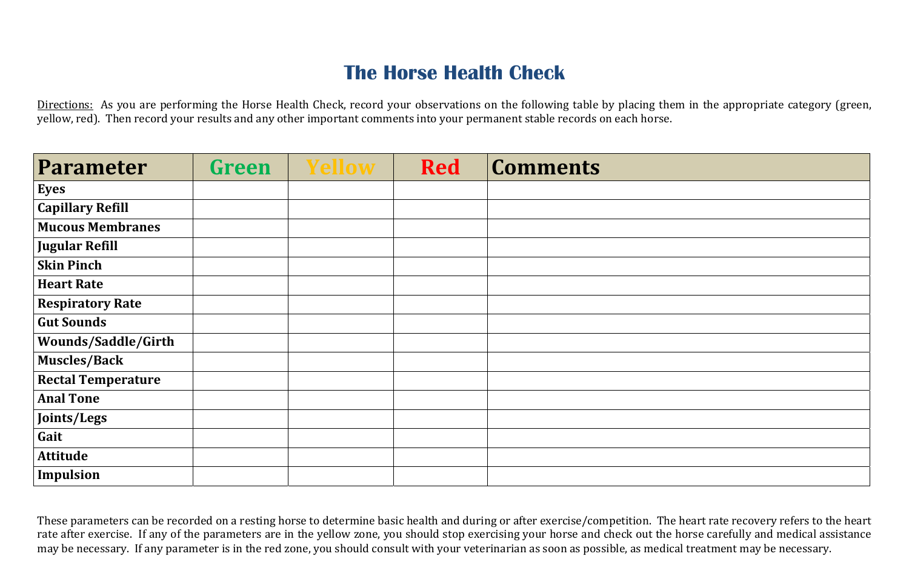# The Horse Health Check

Directions: As you are performing the Horse Health Check, record your observations on the following table by placing them in the appropriate category (green, yellow, red). Then record your results and any other important comments into your permanent stable records on each horse.

| Parameter | Green | Yellow | Red | Comments |
|---|---|---|---|---|
| **Eyes** | | | | |
| **Capillary Refill** | | | | |
| **Mucous Membranes** | | | | |
| **Jugular Refill** | | | | |
| **Skin Pinch** | | | | |
| **Heart Rate** | | | | |
| **Respiratory Rate** | | | | |
| **Gut Sounds** | | | | |
| **Wounds/Saddle/Girth** | | | | |
| **Muscles/Back** | | | | |
| **Rectal Temperature** | | | | |
| **Anal Tone** | | | | |
| **Joints/Legs** | | | | |
| **Gait** | | | | |
| **Attitude** | | | | |
| **Impulsion** | | | | |

These parameters can be recorded on a resting horse to determine basic health and during or after exercise/competition. The heart rate recovery refers to the heart rate after exercise. If any of the parameters are in the yellow zone, you should stop exercising your horse and check out the horse carefully and medical assistance may be necessary. If any parameter is in the red zone, you should consult with your veterinarian as soon as possible, as medical treatment may be necessary.